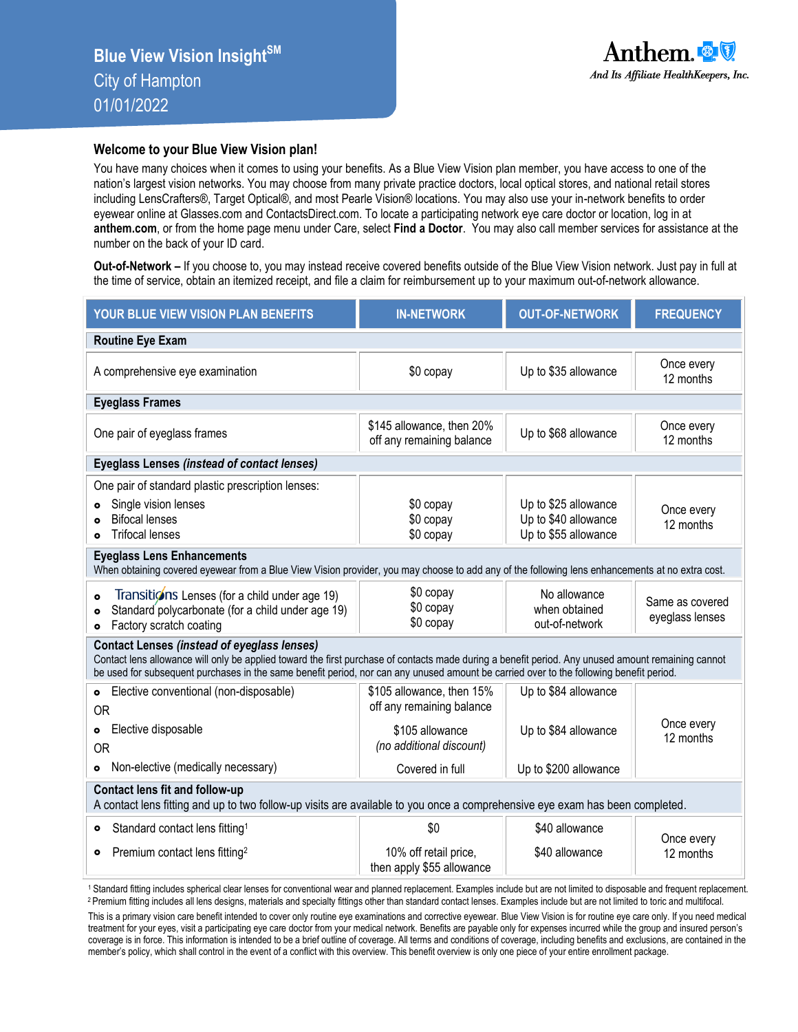# Blue View Vision Insight[SM]

City of Hampton

01/01/2022

Anthem. And Its Affiliate HealthKeepers, Inc.

## Welcome to your Blue View Vision plan!

You have many choices when it comes to using your benefits. As a Blue View Vision plan member, you have access to one of the nation's largest vision networks. You may choose from many private practice doctors, local optical stores, and national retail stores including LensCrafters®, Target Optical®, and most Pearle Vision® locations. You may also use your in-network benefits to order eyewear online at Glasses.com and ContactsDirect.com. To locate a participating network eye care doctor or location, log in at **anthem.com**, or from the home page menu under Care, select **Find a Doctor**. You may also call member services for assistance at the number on the back of your ID card.

**Out-of-Network –** If you choose to, you may instead receive covered benefits outside of the Blue View Vision network. Just pay in full at the time of service, obtain an itemized receipt, and file a claim for reimbursement up to your maximum out-of-network allowance.

| YOUR BLUE VIEW VISION PLAN BENEFITS | IN-NETWORK | OUT-OF-NETWORK | FREQUENCY |
|---|---|---|---|
| **Routine Eye Exam** | | | |
| A comprehensive eye examination | $0 copay | Up to $35 allowance | Once every 12 months |
| **Eyeglass Frames** | | | |
| One pair of eyeglass frames | $145 allowance, then 20% off any remaining balance | Up to $68 allowance | Once every 12 months |
| **Eyeglass Lenses *(instead of contact lenses)*** | | | |
| One pair of standard plastic prescription lenses: | | | Once every 12 months |
| • Single vision lenses | $0 copay | Up to $25 allowance | |
| • Bifocal lenses | $0 copay | Up to $40 allowance | |
| • Trifocal lenses | $0 copay | Up to $55 allowance | |
| **Eyeglass Lens Enhancements** When obtaining covered eyewear from a Blue View Vision provider, you may choose to add any of the following lens enhancements at no extra cost. | | | |
| • Transitions Lenses (for a child under age 19) | $0 copay | No allowance when obtained out-of-network | Same as covered eyeglass lenses |
| • Standard polycarbonate (for a child under age 19) | $0 copay | | |
| • Factory scratch coating | $0 copay | | |
| **Contact Lenses *(instead of eyeglass lenses)*** Contact lens allowance will only be applied toward the first purchase of contacts made during a benefit period. Any unused amount remaining cannot be used for subsequent purchases in the same benefit period, nor can any unused amount be carried over to the following benefit period. | | | |
| • Elective conventional (non-disposable) | $105 allowance, then 15% off any remaining balance | Up to $84 allowance | Once every 12 months |
| OR | | | |
| • Elective disposable | $105 allowance *(no additional discount)* | Up to $84 allowance | |
| OR | | | |
| • Non-elective (medically necessary) | Covered in full | Up to $200 allowance | |
| **Contact lens fit and follow-up** A contact lens fitting and up to two follow-up visits are available to you once a comprehensive eye exam has been completed. | | | |
| • Standard contact lens fitting[1] | $0 | $40 allowance | Once every 12 months |
| • Premium contact lens fitting[2] | 10% off retail price, then apply $55 allowance | $40 allowance | |

[1] Standard fitting includes spherical clear lenses for conventional wear and planned replacement. Examples include but are not limited to disposable and frequent replacement.
[2] Premium fitting includes all lens designs, materials and specialty fittings other than standard contact lenses. Examples include but are not limited to toric and multifocal.

This is a primary vision care benefit intended to cover only routine eye examinations and corrective eyewear. Blue View Vision is for routine eye care only. If you need medical treatment for your eyes, visit a participating eye care doctor from your medical network. Benefits are payable only for expenses incurred while the group and insured person's coverage is in force. This information is intended to be a brief outline of coverage. All terms and conditions of coverage, including benefits and exclusions, are contained in the member's policy, which shall control in the event of a conflict with this overview. This benefit overview is only one piece of your entire enrollment package.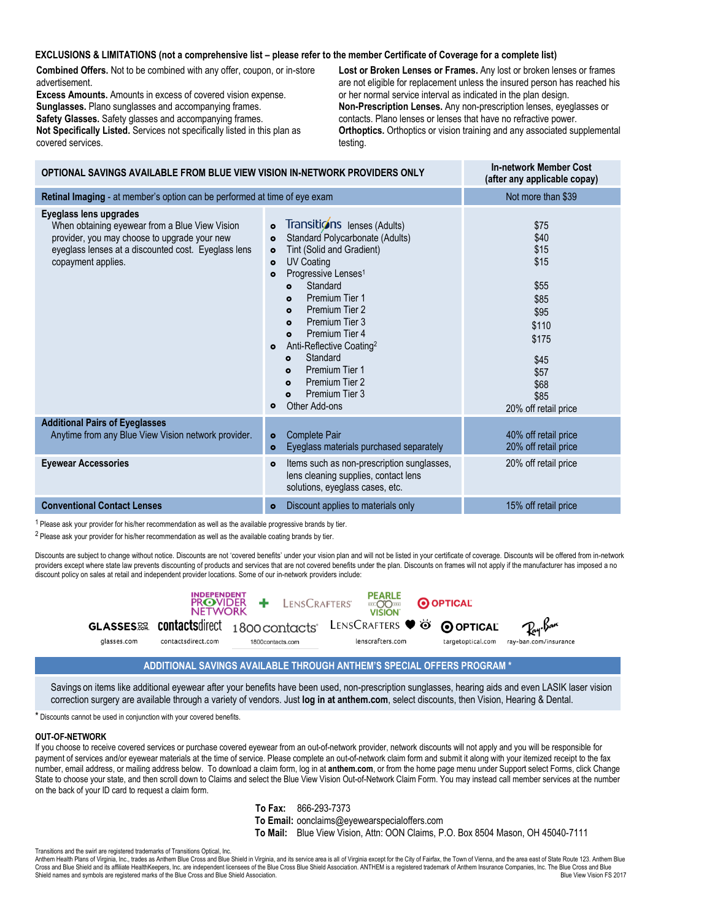**EXCLUSIONS & LIMITATIONS (not a comprehensive list – please refer to the member Certificate of Coverage for a complete list)**

**Combined Offers.** Not to be combined with any offer, coupon, or in-store advertisement.
**Excess Amounts.** Amounts in excess of covered vision expense.
**Sunglasses.** Plano sunglasses and accompanying frames.
**Safety Glasses.** Safety glasses and accompanying frames.
**Not Specifically Listed.** Services not specifically listed in this plan as covered services.

**Lost or Broken Lenses or Frames.** Any lost or broken lenses or frames are not eligible for replacement unless the insured person has reached his or her normal service interval as indicated in the plan design.
**Non-Prescription Lenses.** Any non-prescription lenses, eyeglasses or contacts. Plano lenses or lenses that have no refractive power.
**Orthoptics.** Orthoptics or vision training and any associated supplemental testing.

| OPTIONAL SAVINGS AVAILABLE FROM BLUE VIEW VISION IN-NETWORK PROVIDERS ONLY | | In-network Member Cost (after any applicable copay) |
|---|---|---|
| **Retinal Imaging** - at member's option can be performed at time of eye exam | | Not more than $39 |
| **Eyeglass lens upgrades** When obtaining eyewear from a Blue View Vision provider, you may choose to upgrade your new eyeglass lenses at a discounted cost. Eyeglass lens copayment applies. | • Transitions lenses (Adults) | $75 |
| | • Standard Polycarbonate (Adults) | $40 |
| | • Tint (Solid and Gradient) | $15 |
| | • UV Coating | $15 |
| | • Progressive Lenses[1] | |
| | ◦ Standard | $55 |
| | ◦ Premium Tier 1 | $85 |
| | ◦ Premium Tier 2 | $95 |
| | ◦ Premium Tier 3 | $110 |
| | ◦ Premium Tier 4 | $175 |
| | • Anti-Reflective Coating[2] | |
| | ◦ Standard | $45 |
| | ◦ Premium Tier 1 | $57 |
| | ◦ Premium Tier 2 | $68 |
| | ◦ Premium Tier 3 | $85 |
| | • Other Add-ons | 20% off retail price |
| **Additional Pairs of Eyeglasses** Anytime from any Blue View Vision network provider. | • Complete Pair | 40% off retail price |
| | • Eyeglass materials purchased separately | 20% off retail price |
| **Eyewear Accessories** | • Items such as non-prescription sunglasses, lens cleaning supplies, contact lens solutions, eyeglass cases, etc. | 20% off retail price |
| **Conventional Contact Lenses** | • Discount applies to materials only | 15% off retail price |

[1] Please ask your provider for his/her recommendation as well as the available progressive brands by tier.
[2] Please ask your provider for his/her recommendation as well as the available coating brands by tier.

Discounts are subject to change without notice. Discounts are not 'covered benefits' under your vision plan and will not be listed in your certificate of coverage. Discounts will be offered from in-network providers except where state law prevents discounting of products and services that are not covered benefits under the plan. Discounts on frames will not apply if the manufacturer has imposed a no discount policy on sales at retail and independent provider locations. Some of our in-network providers include:

INDEPENDENT PROVIDER NETWORK + LENSCRAFTERS PEARLE VISION TARGET OPTICAL

GLASSES.COM glasses.com | contactsdirect contactsdirect.com | 1800contacts 1800contacts.com | LENSCRAFTERS lenscrafters.com | TARGET OPTICAL targetoptical.com | Ray-Ban ray-ban.com/insurance

## ADDITIONAL SAVINGS AVAILABLE THROUGH ANTHEM'S SPECIAL OFFERS PROGRAM *

Savings on items like additional eyewear after your benefits have been used, non-prescription sunglasses, hearing aids and even LASIK laser vision correction surgery are available through a variety of vendors. Just **log in at anthem.com**, select discounts, then Vision, Hearing & Dental.

* Discounts cannot be used in conjunction with your covered benefits.

**OUT-OF-NETWORK**

If you choose to receive covered services or purchase covered eyewear from an out-of-network provider, network discounts will not apply and you will be responsible for payment of services and/or eyewear materials at the time of service. Please complete an out-of-network claim form and submit it along with your itemized receipt to the fax number, email address, or mailing address below. To download a claim form, log in at **anthem.com**, or from the home page menu under Support select Forms, click Change State to choose your state, and then scroll down to Claims and select the Blue View Vision Out-of-Network Claim Form. You may instead call member services at the number on the back of your ID card to request a claim form.

**To Fax:** 866-293-7373
**To Email:** oonclaims@eyewearspecialoffers.com
**To Mail:** Blue View Vision, Attn: OON Claims, P.O. Box 8504 Mason, OH 45040-7111

Transitions and the swirl are registered trademarks of Transitions Optical, Inc.
Anthem Health Plans of Virginia, Inc., trades as Anthem Blue Cross and Blue Shield in Virginia, and its service area is all of Virginia except for the City of Fairfax, the Town of Vienna, and the area east of State Route 123. Anthem Blue Cross and Blue Shield and its affiliate HealthKeepers, Inc. are independent licensees of the Blue Cross Blue Shield Association. ANTHEM is a registered trademark of Anthem Insurance Companies, Inc. The Blue Cross and Blue Shield names and symbols are registered marks of the Blue Cross and Blue Shield Association.

Blue View Vision FS 2017